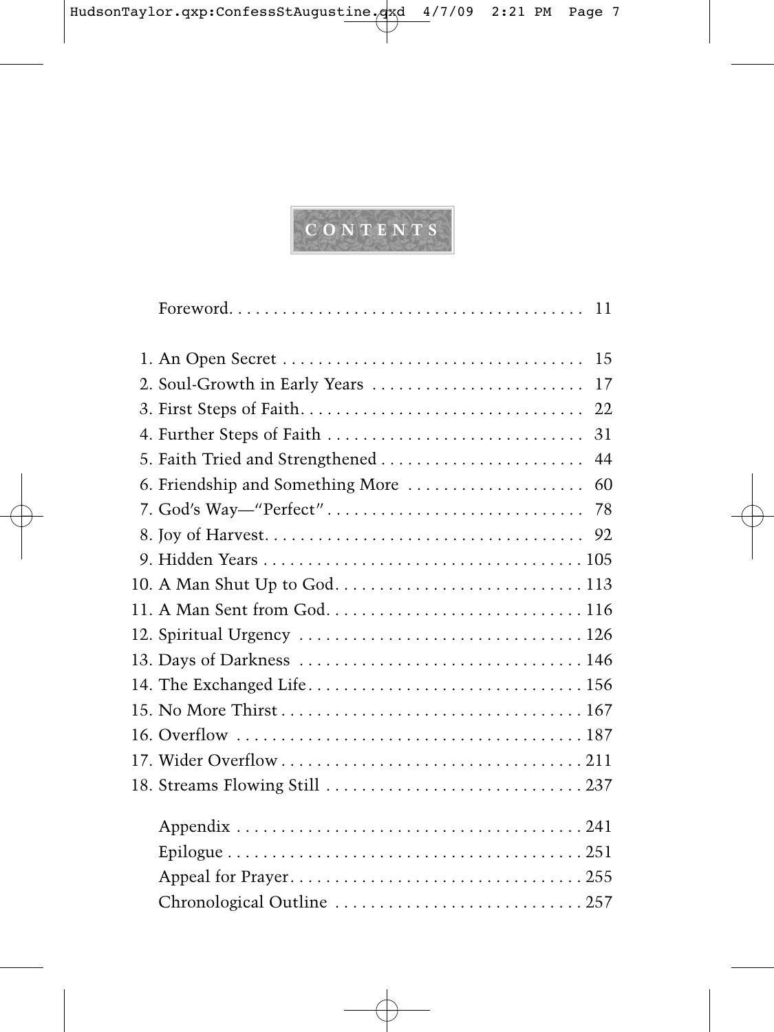# CONTENTS

Foreword . . . . . . . . . . . . . . . . . . . . . . . . . . . . . . . . . . . . . . . 11

1. An Open Secret . . . . . . . . . . . . . . . . . . . . . . . . . . . . . . . . . 15
2. Soul-Growth in Early Years . . . . . . . . . . . . . . . . . . . . . . . . 17
3. First Steps of Faith . . . . . . . . . . . . . . . . . . . . . . . . . . . . . . . 22
4. Further Steps of Faith . . . . . . . . . . . . . . . . . . . . . . . . . . . . 31
5. Faith Tried and Strengthened . . . . . . . . . . . . . . . . . . . . . . . 44
6. Friendship and Something More . . . . . . . . . . . . . . . . . . . . 60
7. God's Way—"Perfect" . . . . . . . . . . . . . . . . . . . . . . . . . . . . . 78
8. Joy of Harvest . . . . . . . . . . . . . . . . . . . . . . . . . . . . . . . . . . . 92
9. Hidden Years . . . . . . . . . . . . . . . . . . . . . . . . . . . . . . . . . . . 105
10. A Man Shut Up to God . . . . . . . . . . . . . . . . . . . . . . . . . . . 113
11. A Man Sent from God . . . . . . . . . . . . . . . . . . . . . . . . . . . . 116
12. Spiritual Urgency . . . . . . . . . . . . . . . . . . . . . . . . . . . . . . . 126
13. Days of Darkness . . . . . . . . . . . . . . . . . . . . . . . . . . . . . . . 146
14. The Exchanged Life . . . . . . . . . . . . . . . . . . . . . . . . . . . . . . 156
15. No More Thirst . . . . . . . . . . . . . . . . . . . . . . . . . . . . . . . . . 167
16. Overflow . . . . . . . . . . . . . . . . . . . . . . . . . . . . . . . . . . . . . . 187
17. Wider Overflow . . . . . . . . . . . . . . . . . . . . . . . . . . . . . . . . . 211
18. Streams Flowing Still . . . . . . . . . . . . . . . . . . . . . . . . . . . . 237

Appendix . . . . . . . . . . . . . . . . . . . . . . . . . . . . . . . . . . . . . . . 241

Epilogue . . . . . . . . . . . . . . . . . . . . . . . . . . . . . . . . . . . . . . . . 251

Appeal for Prayer . . . . . . . . . . . . . . . . . . . . . . . . . . . . . . . . 255

Chronological Outline . . . . . . . . . . . . . . . . . . . . . . . . . . . . 257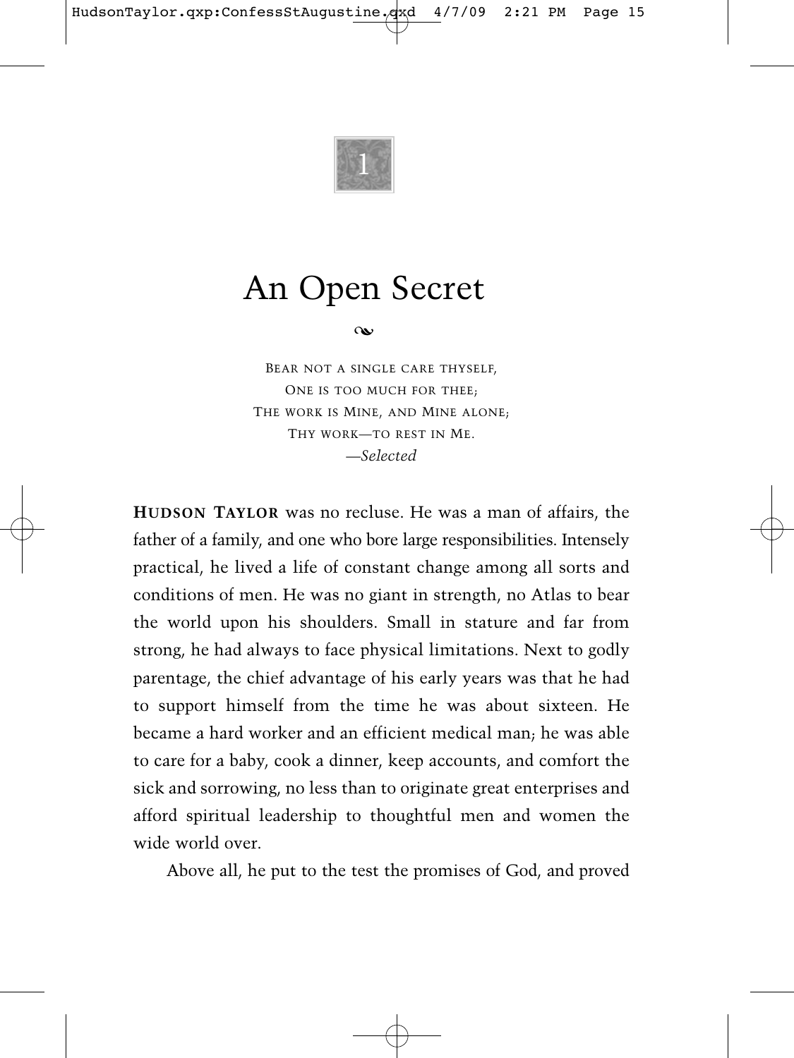1

# An Open Secret

BEAR NOT A SINGLE CARE THYSELF,
ONE IS TOO MUCH FOR THEE;
THE WORK IS MINE, AND MINE ALONE;
THY WORK—TO REST IN ME.
*—Selected*

**HUDSON TAYLOR** was no recluse. He was a man of affairs, the father of a family, and one who bore large responsibilities. Intensely practical, he lived a life of constant change among all sorts and conditions of men. He was no giant in strength, no Atlas to bear the world upon his shoulders. Small in stature and far from strong, he had always to face physical limitations. Next to godly parentage, the chief advantage of his early years was that he had to support himself from the time he was about sixteen. He became a hard worker and an efficient medical man; he was able to care for a baby, cook a dinner, keep accounts, and comfort the sick and sorrowing, no less than to originate great enterprises and afford spiritual leadership to thoughtful men and women the wide world over.

Above all, he put to the test the promises of God, and proved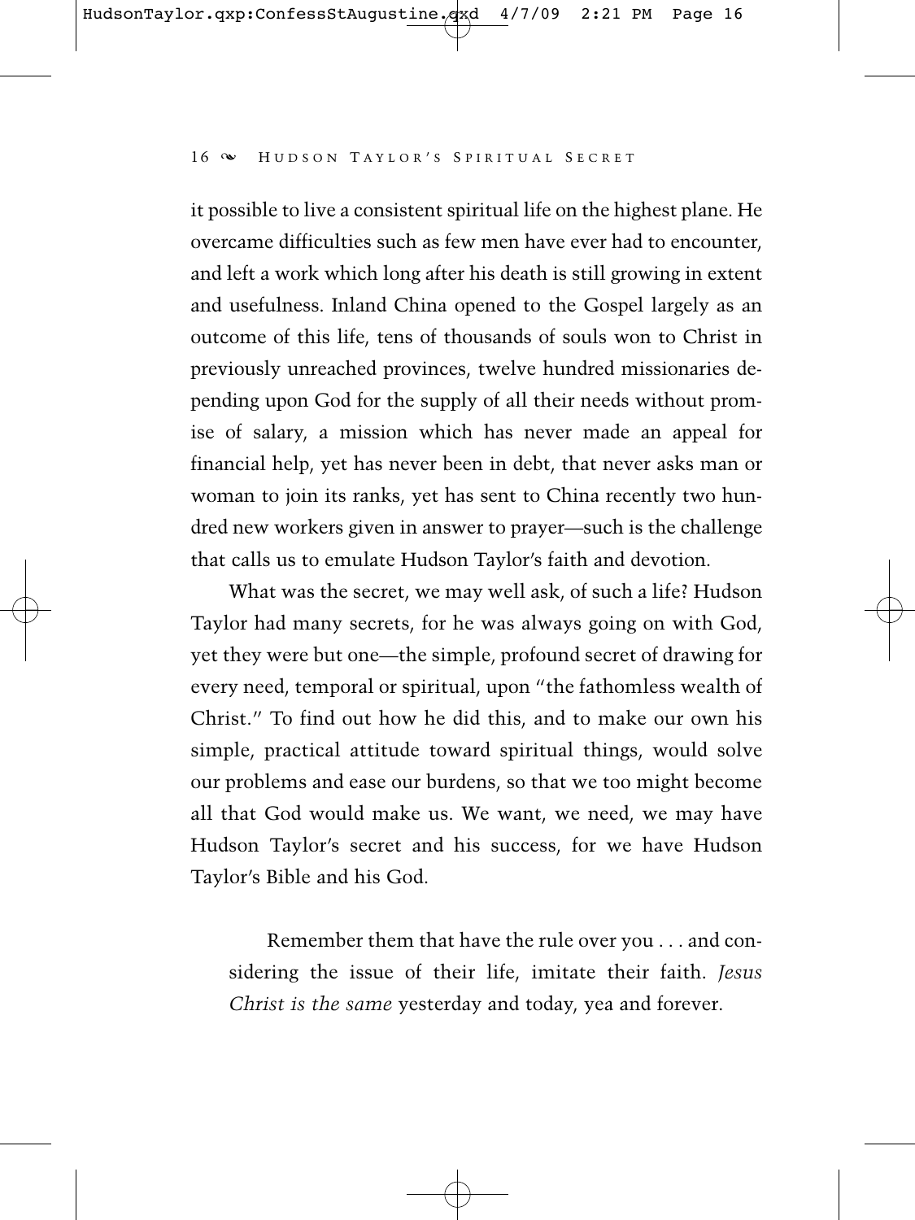it possible to live a consistent spiritual life on the highest plane. He overcame difficulties such as few men have ever had to encounter, and left a work which long after his death is still growing in extent and usefulness. Inland China opened to the Gospel largely as an outcome of this life, tens of thousands of souls won to Christ in previously unreached provinces, twelve hundred missionaries depending upon God for the supply of all their needs without promise of salary, a mission which has never made an appeal for financial help, yet has never been in debt, that never asks man or woman to join its ranks, yet has sent to China recently two hundred new workers given in answer to prayer—such is the challenge that calls us to emulate Hudson Taylor's faith and devotion.

What was the secret, we may well ask, of such a life? Hudson Taylor had many secrets, for he was always going on with God, yet they were but one—the simple, profound secret of drawing for every need, temporal or spiritual, upon "the fathomless wealth of Christ." To find out how he did this, and to make our own his simple, practical attitude toward spiritual things, would solve our problems and ease our burdens, so that we too might become all that God would make us. We want, we need, we may have Hudson Taylor's secret and his success, for we have Hudson Taylor's Bible and his God.

> Remember them that have the rule over you . . . and considering the issue of their life, imitate their faith. *Jesus Christ is the same* yesterday and today, yea and forever.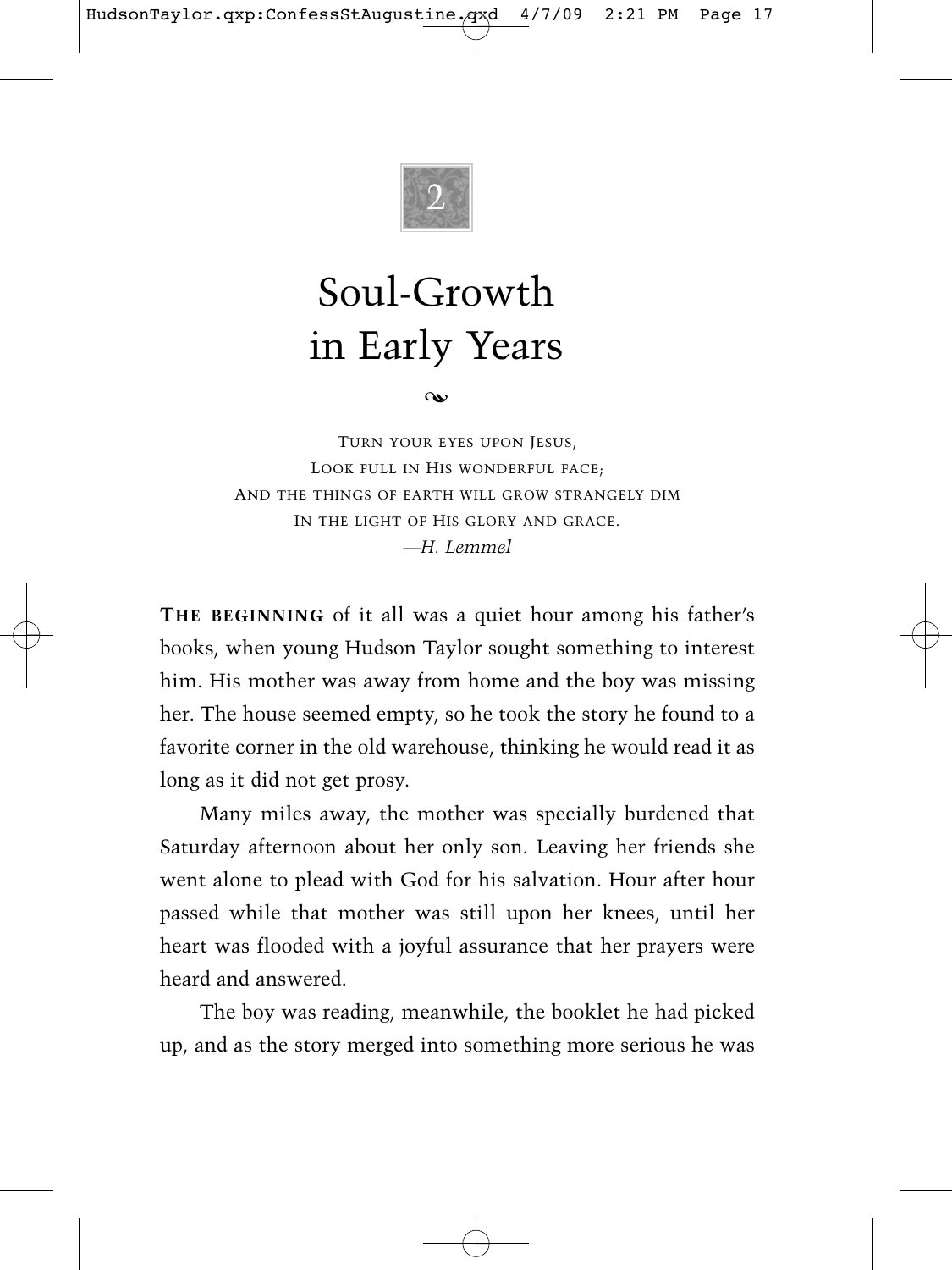# 2

# Soul-Growth in Early Years

TURN YOUR EYES UPON JESUS,
LOOK FULL IN HIS WONDERFUL FACE;
AND THE THINGS OF EARTH WILL GROW STRANGELY DIM
IN THE LIGHT OF HIS GLORY AND GRACE.
*—H. Lemmel*

**THE BEGINNING** of it all was a quiet hour among his father's books, when young Hudson Taylor sought something to interest him. His mother was away from home and the boy was missing her. The house seemed empty, so he took the story he found to a favorite corner in the old warehouse, thinking he would read it as long as it did not get prosy.

Many miles away, the mother was specially burdened that Saturday afternoon about her only son. Leaving her friends she went alone to plead with God for his salvation. Hour after hour passed while that mother was still upon her knees, until her heart was flooded with a joyful assurance that her prayers were heard and answered.

The boy was reading, meanwhile, the booklet he had picked up, and as the story merged into something more serious he was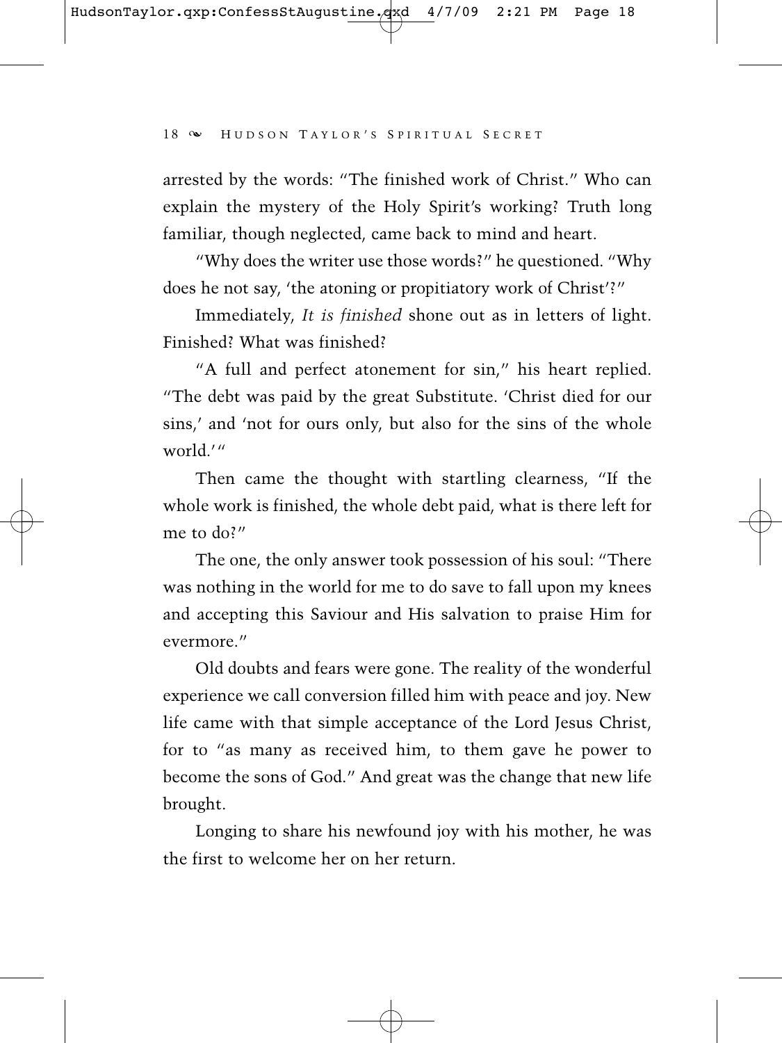arrested by the words: "The finished work of Christ." Who can explain the mystery of the Holy Spirit's working? Truth long familiar, though neglected, came back to mind and heart.

"Why does the writer use those words?" he questioned. "Why does he not say, 'the atoning or propitiatory work of Christ'?"

Immediately, *It is finished* shone out as in letters of light. Finished? What was finished?

"A full and perfect atonement for sin," his heart replied. "The debt was paid by the great Substitute. 'Christ died for our sins,' and 'not for ours only, but also for the sins of the whole world.'"

Then came the thought with startling clearness, "If the whole work is finished, the whole debt paid, what is there left for me to do?"

The one, the only answer took possession of his soul: "There was nothing in the world for me to do save to fall upon my knees and accepting this Saviour and His salvation to praise Him for evermore."

Old doubts and fears were gone. The reality of the wonderful experience we call conversion filled him with peace and joy. New life came with that simple acceptance of the Lord Jesus Christ, for to "as many as received him, to them gave he power to become the sons of God." And great was the change that new life brought.

Longing to share his newfound joy with his mother, he was the first to welcome her on her return.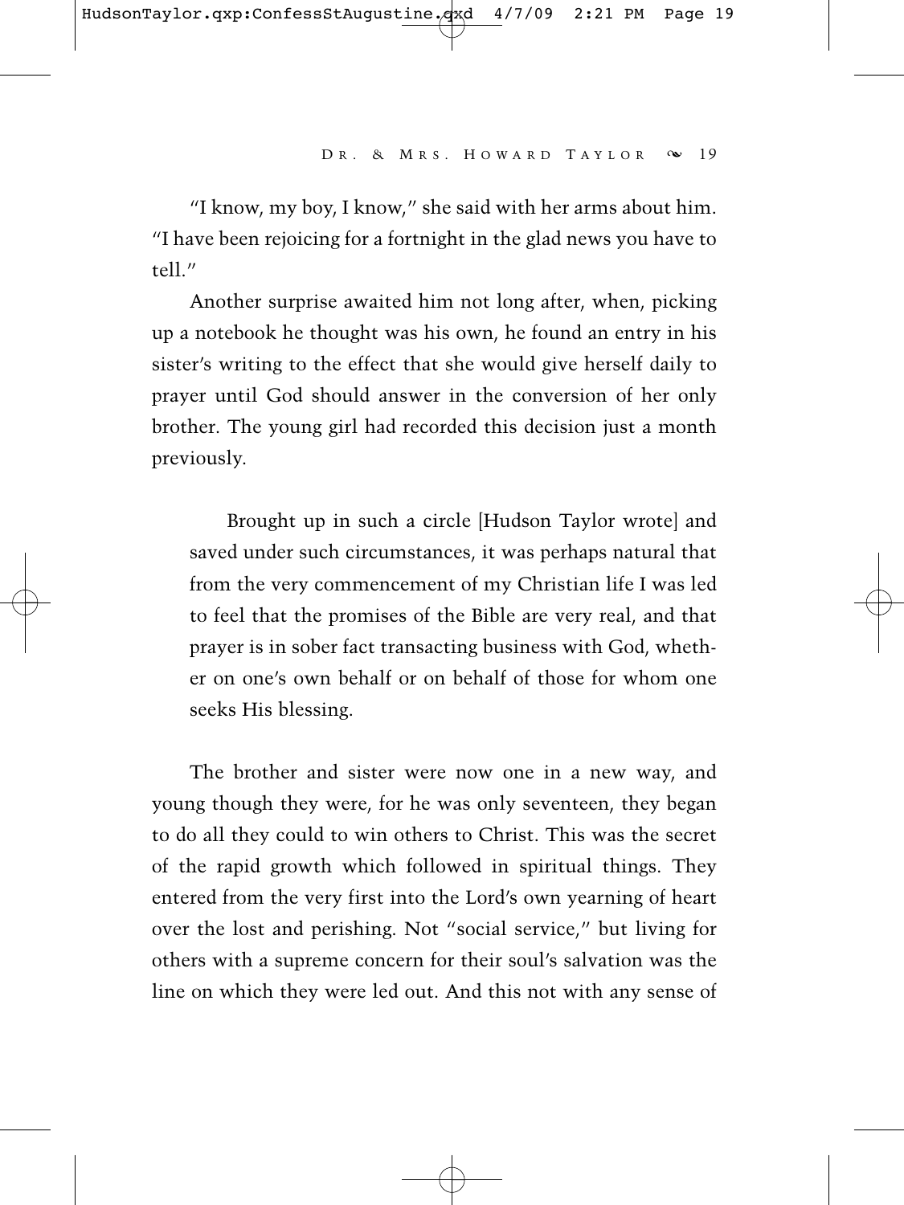"I know, my boy, I know," she said with her arms about him. "I have been rejoicing for a fortnight in the glad news you have to tell."

Another surprise awaited him not long after, when, picking up a notebook he thought was his own, he found an entry in his sister's writing to the effect that she would give herself daily to prayer until God should answer in the conversion of her only brother. The young girl had recorded this decision just a month previously.

> Brought up in such a circle [Hudson Taylor wrote] and saved under such circumstances, it was perhaps natural that from the very commencement of my Christian life I was led to feel that the promises of the Bible are very real, and that prayer is in sober fact transacting business with God, whether on one's own behalf or on behalf of those for whom one seeks His blessing.

The brother and sister were now one in a new way, and young though they were, for he was only seventeen, they began to do all they could to win others to Christ. This was the secret of the rapid growth which followed in spiritual things. They entered from the very first into the Lord's own yearning of heart over the lost and perishing. Not "social service," but living for others with a supreme concern for their soul's salvation was the line on which they were led out. And this not with any sense of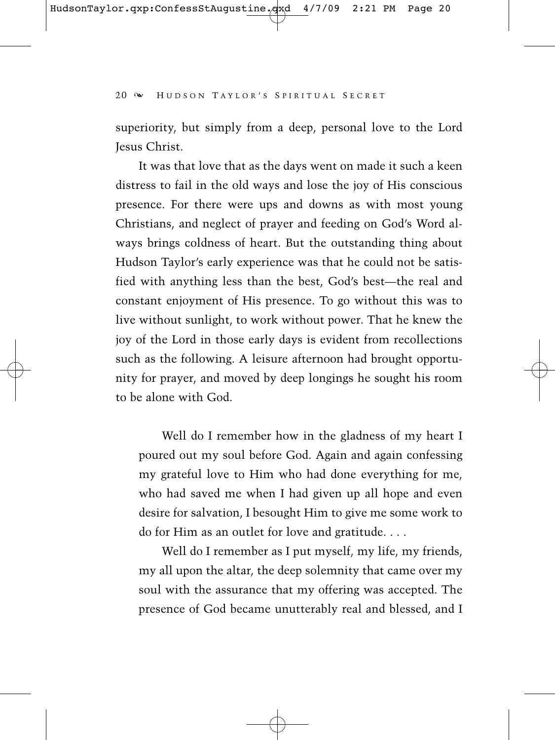superiority, but simply from a deep, personal love to the Lord Jesus Christ.

It was that love that as the days went on made it such a keen distress to fail in the old ways and lose the joy of His conscious presence. For there were ups and downs as with most young Christians, and neglect of prayer and feeding on God's Word always brings coldness of heart. But the outstanding thing about Hudson Taylor's early experience was that he could not be satisfied with anything less than the best, God's best—the real and constant enjoyment of His presence. To go without this was to live without sunlight, to work without power. That he knew the joy of the Lord in those early days is evident from recollections such as the following. A leisure afternoon had brought opportunity for prayer, and moved by deep longings he sought his room to be alone with God.

> Well do I remember how in the gladness of my heart I poured out my soul before God. Again and again confessing my grateful love to Him who had done everything for me, who had saved me when I had given up all hope and even desire for salvation, I besought Him to give me some work to do for Him as an outlet for love and gratitude. . . .
>
> Well do I remember as I put myself, my life, my friends, my all upon the altar, the deep solemnity that came over my soul with the assurance that my offering was accepted. The presence of God became unutterably real and blessed, and I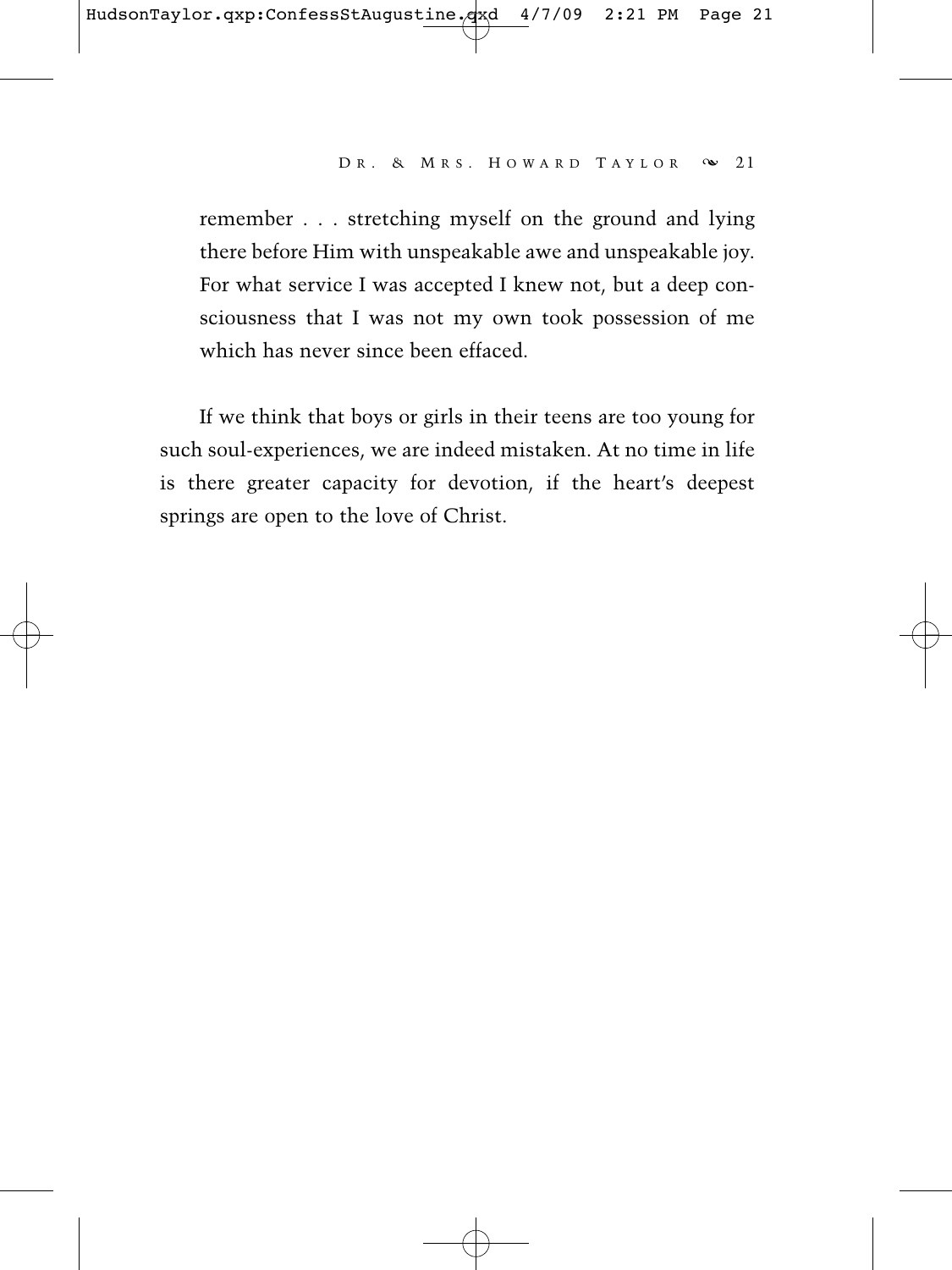> remember . . . stretching myself on the ground and lying there before Him with unspeakable awe and unspeakable joy. For what service I was accepted I knew not, but a deep consciousness that I was not my own took possession of me which has never since been effaced.

If we think that boys or girls in their teens are too young for such soul-experiences, we are indeed mistaken. At no time in life is there greater capacity for devotion, if the heart's deepest springs are open to the love of Christ.